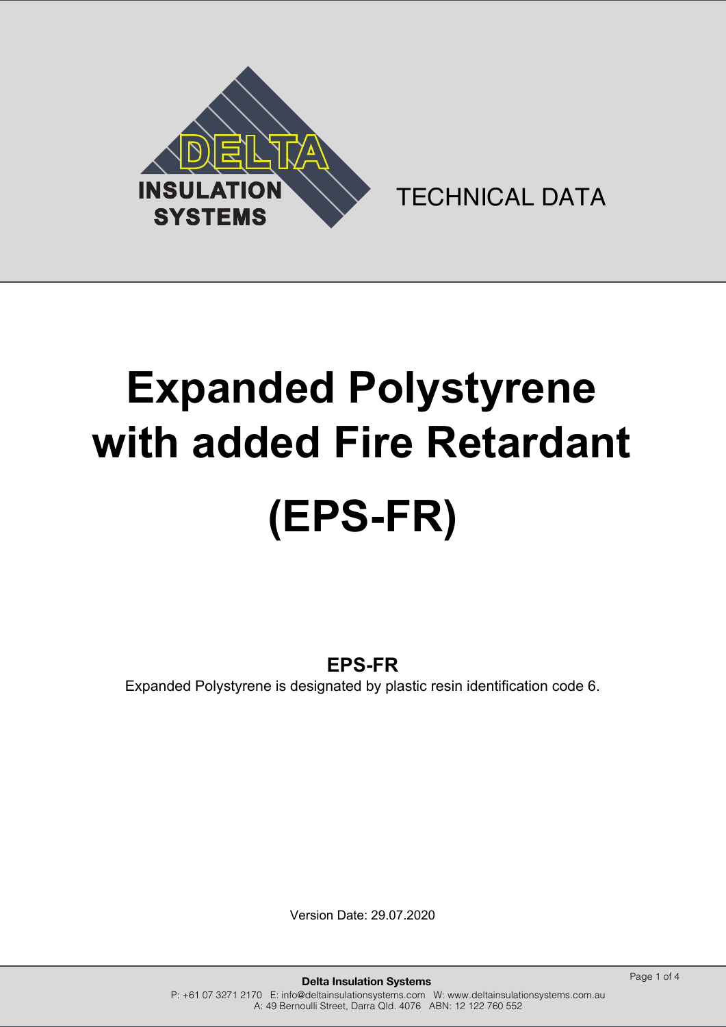DELTA INSULATION SYSTEMS

TECHNICAL DATA

# Expanded Polystyrene with added Fire Retardant

# (EPS-FR)

**EPS-FR**

Expanded Polystyrene is designated by plastic resin identification code 6.

Version Date: 29.07.2020

**Delta Insulation Systems**

P: +61 07 3271 2170 E: info@deltainsulationsystems.com W: www.deltainsulationsystems.com.au
A: 49 Bernoulli Street, Darra Qld. 4076 ABN: 12 122 760 552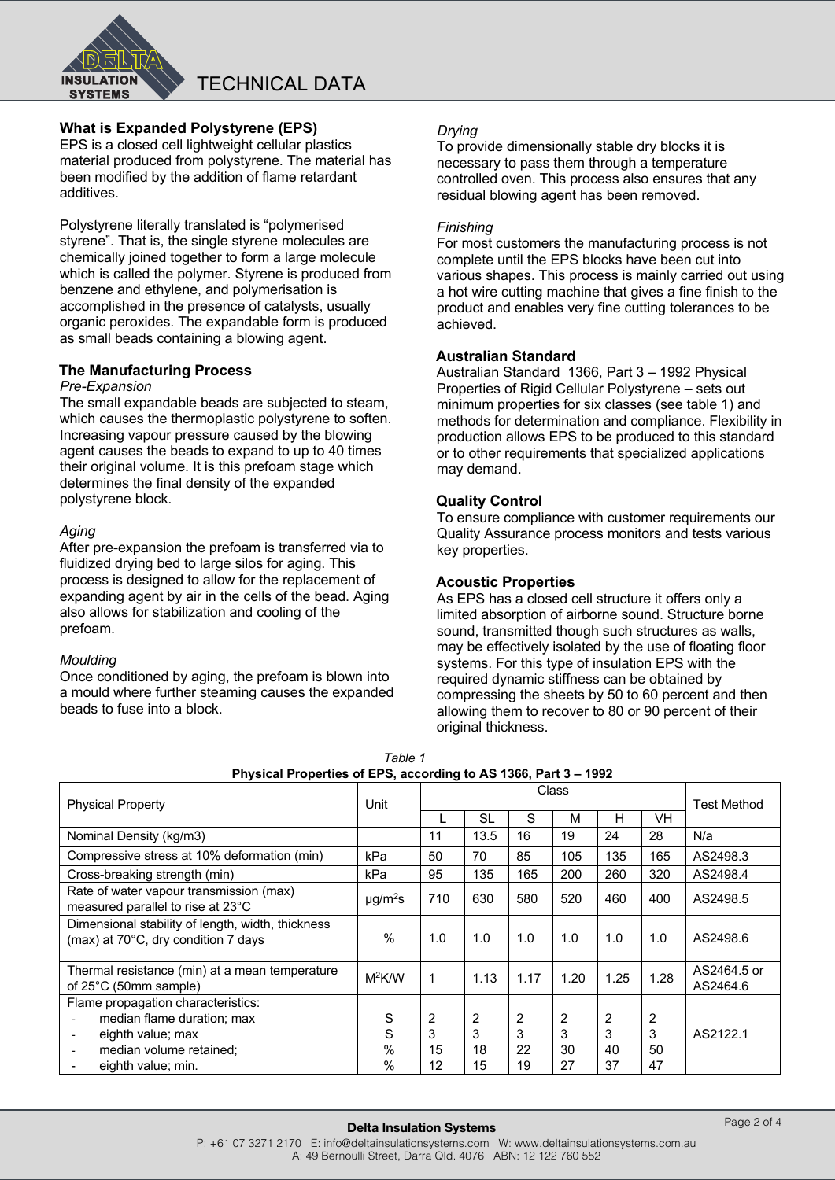## What is Expanded Polystyrene (EPS)

EPS is a closed cell lightweight cellular plastics material produced from polystyrene. The material has been modified by the addition of flame retardant additives.

Polystyrene literally translated is "polymerised styrene". That is, the single styrene molecules are chemically joined together to form a large molecule which is called the polymer. Styrene is produced from benzene and ethylene, and polymerisation is accomplished in the presence of catalysts, usually organic peroxides. The expandable form is produced as small beads containing a blowing agent.

## The Manufacturing Process

*Pre-Expansion*

The small expandable beads are subjected to steam, which causes the thermoplastic polystyrene to soften. Increasing vapour pressure caused by the blowing agent causes the beads to expand to up to 40 times their original volume. It is this prefoam stage which determines the final density of the expanded polystyrene block.

*Aging*

After pre-expansion the prefoam is transferred via to fluidized drying bed to large silos for aging. This process is designed to allow for the replacement of expanding agent by air in the cells of the bead. Aging also allows for stabilization and cooling of the prefoam.

*Moulding*

Once conditioned by aging, the prefoam is blown into a mould where further steaming causes the expanded beads to fuse into a block.

*Drying*

To provide dimensionally stable dry blocks it is necessary to pass them through a temperature controlled oven. This process also ensures that any residual blowing agent has been removed.

*Finishing*

For most customers the manufacturing process is not complete until the EPS blocks have been cut into various shapes. This process is mainly carried out using a hot wire cutting machine that gives a fine finish to the product and enables very fine cutting tolerances to be achieved.

## Australian Standard

Australian Standard 1366, Part 3 – 1992 Physical Properties of Rigid Cellular Polystyrene – sets out minimum properties for six classes (see table 1) and methods for determination and compliance. Flexibility in production allows EPS to be produced to this standard or to other requirements that specialized applications may demand.

## Quality Control

To ensure compliance with customer requirements our Quality Assurance process monitors and tests various key properties.

## Acoustic Properties

As EPS has a closed cell structure it offers only a limited absorption of airborne sound. Structure borne sound, transmitted though such structures as walls, may be effectively isolated by the use of floating floor systems. For this type of insulation EPS with the required dynamic stiffness can be obtained by compressing the sheets by 50 to 60 percent and then allowing them to recover to 80 or 90 percent of their original thickness.

*Table 1*

**Physical Properties of EPS, according to AS 1366, Part 3 – 1992**

| Physical Property | Unit | Class | | | | | | Test Method |
|---|---|---|---|---|---|---|---|---|
| | | L | SL | S | M | H | VH | |
| Nominal Density (kg/m3) | | 11 | 13.5 | 16 | 19 | 24 | 28 | N/a |
| Compressive stress at 10% deformation (min) | kPa | 50 | 70 | 85 | 105 | 135 | 165 | AS2498.3 |
| Cross-breaking strength (min) | kPa | 95 | 135 | 165 | 200 | 260 | 320 | AS2498.4 |
| Rate of water vapour transmission (max) measured parallel to rise at 23°C | μg/m$^2$s | 710 | 630 | 580 | 520 | 460 | 400 | AS2498.5 |
| Dimensional stability of length, width, thickness (max) at 70°C, dry condition 7 days | % | 1.0 | 1.0 | 1.0 | 1.0 | 1.0 | 1.0 | AS2498.6 |
| Thermal resistance (min) at a mean temperature of 25°C (50mm sample) | M$^2$K/W | 1 | 1.13 | 1.17 | 1.20 | 1.25 | 1.28 | AS2464.5 or AS2464.6 |
| Flame propagation characteristics: | | | | | | | | AS2122.1 |
| - median flame duration; max | S | 2 | 2 | 2 | 2 | 2 | 2 | |
| - eighth value; max | S | 3 | 3 | 3 | 3 | 3 | 3 | |
| - median volume retained; | % | 15 | 18 | 22 | 30 | 40 | 50 | |
| - eighth value; min. | % | 12 | 15 | 19 | 27 | 37 | 47 | |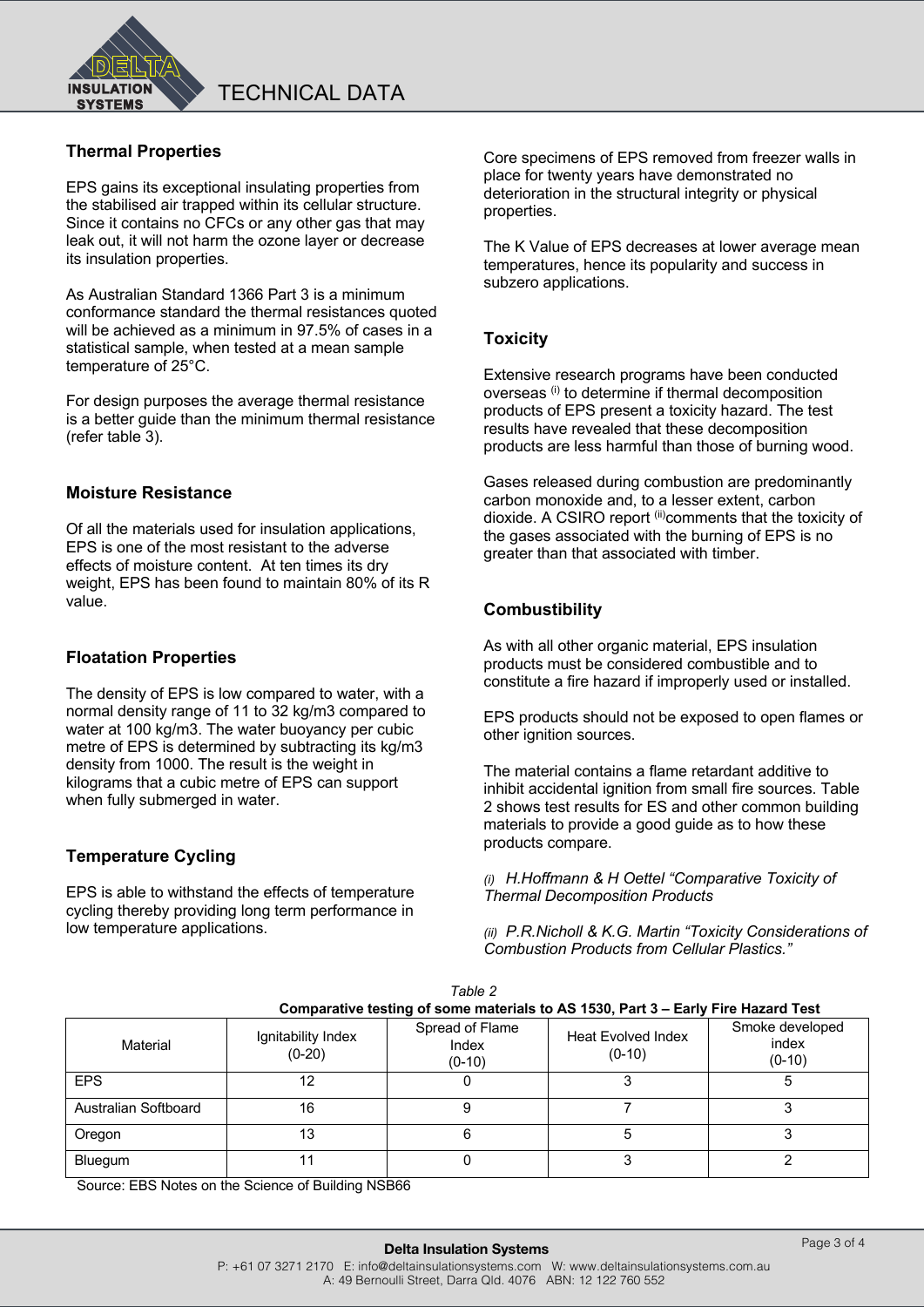## Thermal Properties

EPS gains its exceptional insulating properties from the stabilised air trapped within its cellular structure. Since it contains no CFCs or any other gas that may leak out, it will not harm the ozone layer or decrease its insulation properties.

As Australian Standard 1366 Part 3 is a minimum conformance standard the thermal resistances quoted will be achieved as a minimum in 97.5% of cases in a statistical sample, when tested at a mean sample temperature of 25°C.

For design purposes the average thermal resistance is a better guide than the minimum thermal resistance (refer table 3).

## Moisture Resistance

Of all the materials used for insulation applications, EPS is one of the most resistant to the adverse effects of moisture content. At ten times its dry weight, EPS has been found to maintain 80% of its R value.

## Floatation Properties

The density of EPS is low compared to water, with a normal density range of 11 to 32 kg/m3 compared to water at 100 kg/m3. The water buoyancy per cubic metre of EPS is determined by subtracting its kg/m3 density from 1000. The result is the weight in kilograms that a cubic metre of EPS can support when fully submerged in water.

## Temperature Cycling

EPS is able to withstand the effects of temperature cycling thereby providing long term performance in low temperature applications.

Core specimens of EPS removed from freezer walls in place for twenty years have demonstrated no deterioration in the structural integrity or physical properties.

The K Value of EPS decreases at lower average mean temperatures, hence its popularity and success in subzero applications.

## Toxicity

Extensive research programs have been conducted overseas [i] to determine if thermal decomposition products of EPS present a toxicity hazard. The test results have revealed that these decomposition products are less harmful than those of burning wood.

Gases released during combustion are predominantly carbon monoxide and, to a lesser extent, carbon dioxide. A CSIRO report [ii] comments that the toxicity of the gases associated with the burning of EPS is no greater than that associated with timber.

## Combustibility

As with all other organic material, EPS insulation products must be considered combustible and to constitute a fire hazard if improperly used or installed.

EPS products should not be exposed to open flames or other ignition sources.

The material contains a flame retardant additive to inhibit accidental ignition from small fire sources. Table 2 shows test results for ES and other common building materials to provide a good guide as to how these products compare.

*(i) H.Hoffmann & H Oettel "Comparative Toxicity of Thermal Decomposition Products*

*(ii) P.R.Nicholl & K.G. Martin "Toxicity Considerations of Combustion Products from Cellular Plastics."*

*Table 2*

**Comparative testing of some materials to AS 1530, Part 3 – Early Fire Hazard Test**

| Material | Ignitability Index (0-20) | Spread of Flame Index (0-10) | Heat Evolved Index (0-10) | Smoke developed index (0-10) |
|---|---|---|---|---|
| EPS | 12 | 0 | 3 | 5 |
| Australian Softboard | 16 | 9 | 7 | 3 |
| Oregon | 13 | 6 | 5 | 3 |
| Bluegum | 11 | 0 | 3 | 2 |

Source: EBS Notes on the Science of Building NSB66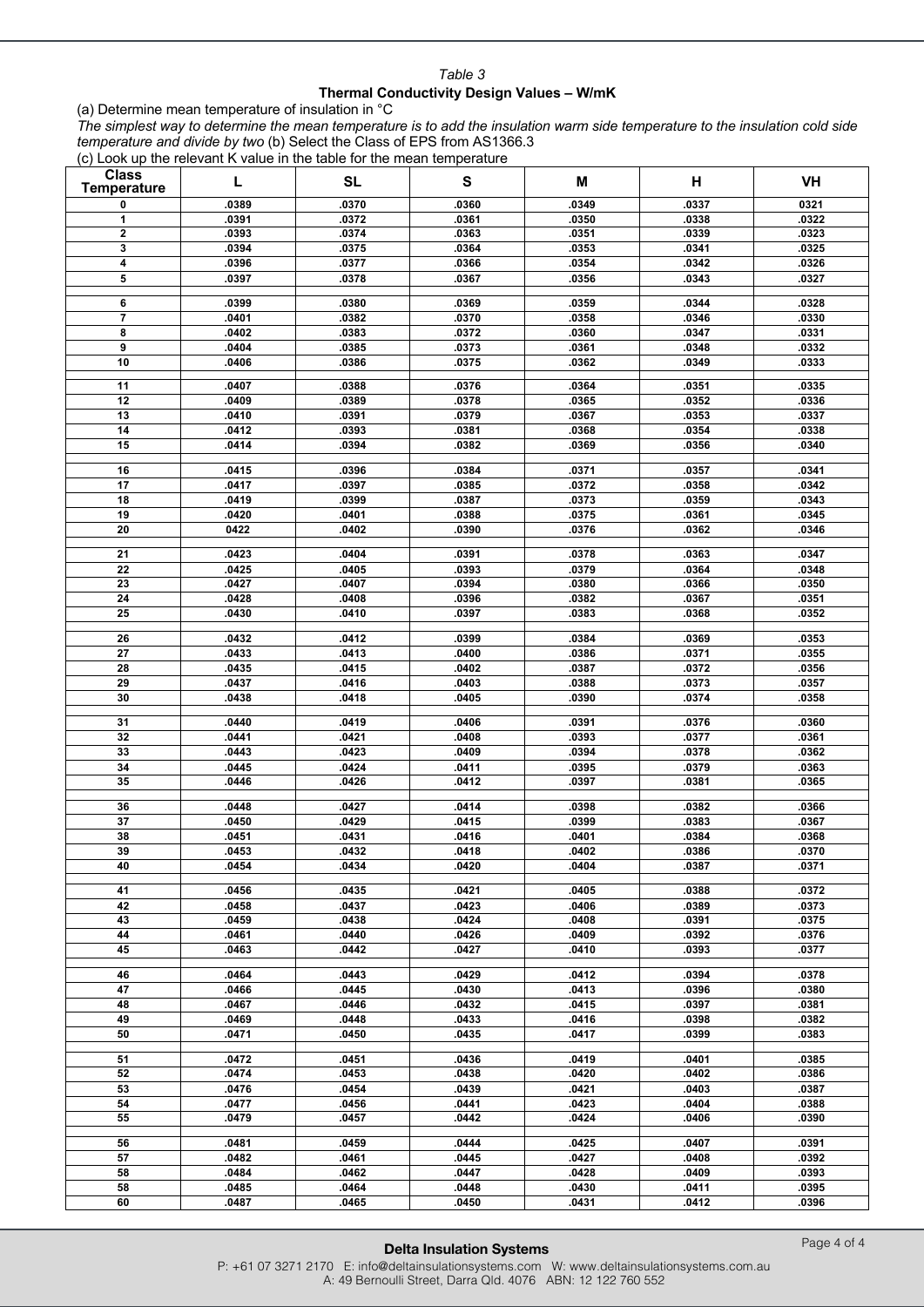*Table 3*

**Thermal Conductivity Design Values – W/mK**

(a) Determine mean temperature of insulation in °C

*The simplest way to determine the mean temperature is to add the insulation warm side temperature to the insulation cold side temperature and divide by two* (b) Select the Class of EPS from AS1366.3

(c) Look up the relevant K value in the table for the mean temperature

| Class Temperature | L | SL | S | M | H | VH |
|---|---|---|---|---|---|---|
| 0 | .0389 | .0370 | .0360 | .0349 | .0337 | 0321 |
| 1 | .0391 | .0372 | .0361 | .0350 | .0338 | .0322 |
| 2 | .0393 | .0374 | .0363 | .0351 | .0339 | .0323 |
| 3 | .0394 | .0375 | .0364 | .0353 | .0341 | .0325 |
| 4 | .0396 | .0377 | .0366 | .0354 | .0342 | .0326 |
| 5 | .0397 | .0378 | .0367 | .0356 | .0343 | .0327 |
| 6 | .0399 | .0380 | .0369 | .0359 | .0344 | .0328 |
| 7 | .0401 | .0382 | .0370 | .0358 | .0346 | .0330 |
| 8 | .0402 | .0383 | .0372 | .0360 | .0347 | .0331 |
| 9 | .0404 | .0385 | .0373 | .0361 | .0348 | .0332 |
| 10 | .0406 | .0386 | .0375 | .0362 | .0349 | .0333 |
| 11 | .0407 | .0388 | .0376 | .0364 | .0351 | .0335 |
| 12 | .0409 | .0389 | .0378 | .0365 | .0352 | .0336 |
| 13 | .0410 | .0391 | .0379 | .0367 | .0353 | .0337 |
| 14 | .0412 | .0393 | .0381 | .0368 | .0354 | .0338 |
| 15 | .0414 | .0394 | .0382 | .0369 | .0356 | .0340 |
| 16 | .0415 | .0396 | .0384 | .0371 | .0357 | .0341 |
| 17 | .0417 | .0397 | .0385 | .0372 | .0358 | .0342 |
| 18 | .0419 | .0399 | .0387 | .0373 | .0359 | .0343 |
| 19 | .0420 | .0401 | .0388 | .0375 | .0361 | .0345 |
| 20 | 0422 | .0402 | .0390 | .0376 | .0362 | .0346 |
| 21 | .0423 | .0404 | .0391 | .0378 | .0363 | .0347 |
| 22 | .0425 | .0405 | .0393 | .0379 | .0364 | .0348 |
| 23 | .0427 | .0407 | .0394 | .0380 | .0366 | .0350 |
| 24 | .0428 | .0408 | .0396 | .0382 | .0367 | .0351 |
| 25 | .0430 | .0410 | .0397 | .0383 | .0368 | .0352 |
| 26 | .0432 | .0412 | .0399 | .0384 | .0369 | .0353 |
| 27 | .0433 | .0413 | .0400 | .0386 | .0371 | .0355 |
| 28 | .0435 | .0415 | .0402 | .0387 | .0372 | .0356 |
| 29 | .0437 | .0416 | .0403 | .0388 | .0373 | .0357 |
| 30 | .0438 | .0418 | .0405 | .0390 | .0374 | .0358 |
| 31 | .0440 | .0419 | .0406 | .0391 | .0376 | .0360 |
| 32 | .0441 | .0421 | .0408 | .0393 | .0377 | .0361 |
| 33 | .0443 | .0423 | .0409 | .0394 | .0378 | .0362 |
| 34 | .0445 | .0424 | .0411 | .0395 | .0379 | .0363 |
| 35 | .0446 | .0426 | .0412 | .0397 | .0381 | .0365 |
| 36 | .0448 | .0427 | .0414 | .0398 | .0382 | .0366 |
| 37 | .0450 | .0429 | .0415 | .0399 | .0383 | .0367 |
| 38 | .0451 | .0431 | .0416 | .0401 | .0384 | .0368 |
| 39 | .0453 | .0432 | .0418 | .0402 | .0386 | .0370 |
| 40 | .0454 | .0434 | .0420 | .0404 | .0387 | .0371 |
| 41 | .0456 | .0435 | .0421 | .0405 | .0388 | .0372 |
| 42 | .0458 | .0437 | .0423 | .0406 | .0389 | .0373 |
| 43 | .0459 | .0438 | .0424 | .0408 | .0391 | .0375 |
| 44 | .0461 | .0440 | .0426 | .0409 | .0392 | .0376 |
| 45 | .0463 | .0442 | .0427 | .0410 | .0393 | .0377 |
| 46 | .0464 | .0443 | .0429 | .0412 | .0394 | .0378 |
| 47 | .0466 | .0445 | .0430 | .0413 | .0396 | .0380 |
| 48 | .0467 | .0446 | .0432 | .0415 | .0397 | .0381 |
| 49 | .0469 | .0448 | .0433 | .0416 | .0398 | .0382 |
| 50 | .0471 | .0450 | .0435 | .0417 | .0399 | .0383 |
| 51 | .0472 | .0451 | .0436 | .0419 | .0401 | .0385 |
| 52 | .0474 | .0453 | .0438 | .0420 | .0402 | .0386 |
| 53 | .0476 | .0454 | .0439 | .0421 | .0403 | .0387 |
| 54 | .0477 | .0456 | .0441 | .0423 | .0404 | .0388 |
| 55 | .0479 | .0457 | .0442 | .0424 | .0406 | .0390 |
| 56 | .0481 | .0459 | .0444 | .0425 | .0407 | .0391 |
| 57 | .0482 | .0461 | .0445 | .0427 | .0408 | .0392 |
| 58 | .0484 | .0462 | .0447 | .0428 | .0409 | .0393 |
| 58 | .0485 | .0464 | .0448 | .0430 | .0411 | .0395 |
| 60 | .0487 | .0465 | .0450 | .0431 | .0412 | .0396 |

**Delta Insulation Systems**

P: +61 07 3271 2170 E: info@deltainsulationsystems.com W: www.deltainsulationsystems.com.au
A: 49 Bernoulli Street, Darra Qld. 4076 ABN: 12 122 760 552